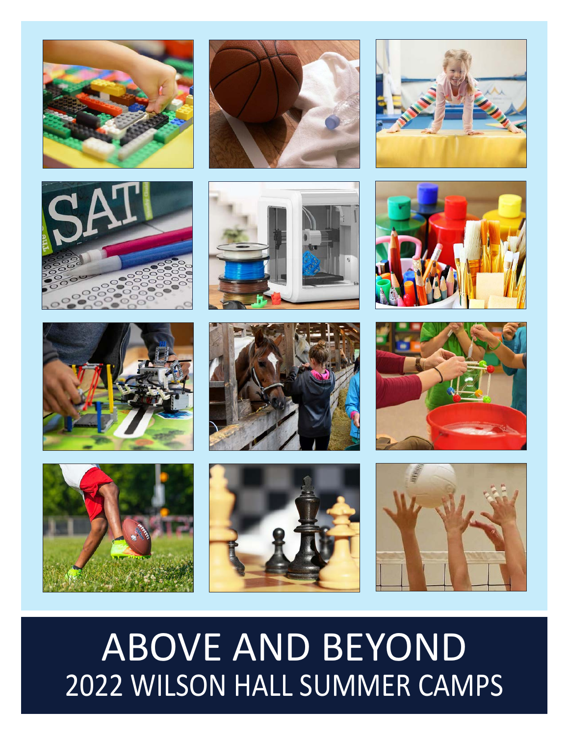# ABOVE AND BEYOND

## 2022 WILSON HALL SUMMER CAMPS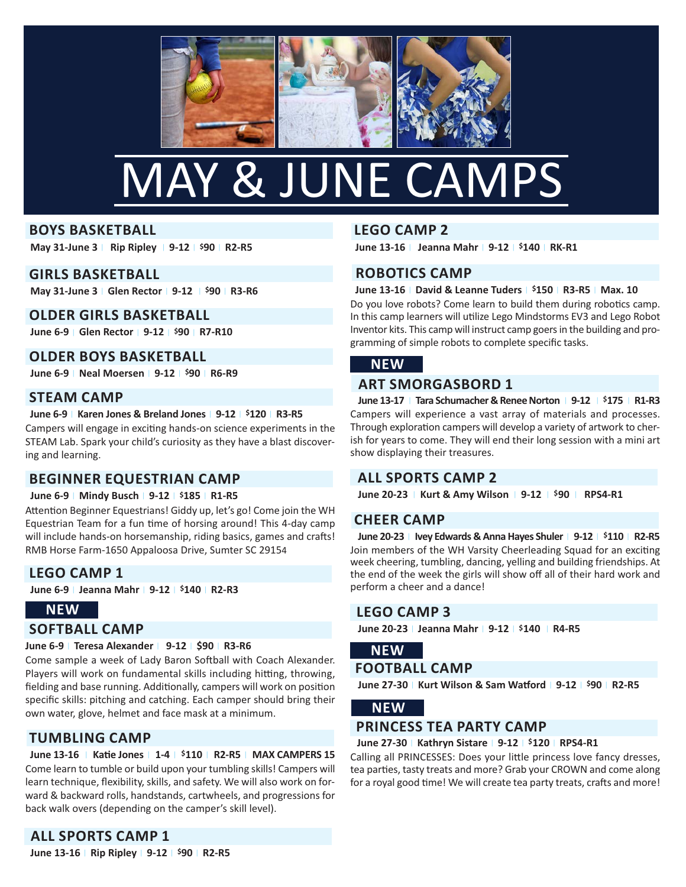# MAY & JUNE CAMPS

## BOYS BASKETBALL

**May 31-June 3 | Rip Ripley | 9-12 | $90 | R2-R5**

## GIRLS BASKETBALL

**May 31-June 3 | Glen Rector | 9-12 | $90 | R3-R6**

## OLDER GIRLS BASKETBALL

**June 6-9 | Glen Rector | 9-12 | $90 | R7-R10**

## OLDER BOYS BASKETBALL

**June 6-9 | Neal Moersen | 9-12 | $90 | R6-R9**

## STEAM CAMP

**June 6-9 | Karen Jones & Breland Jones | 9-12 | $120 | R3-R5**

Campers will engage in exciting hands-on science experiments in the STEAM Lab. Spark your child's curiosity as they have a blast discovering and learning.

## BEGINNER EQUESTRIAN CAMP

**June 6-9 | Mindy Busch | 9-12 | $185 | R1-R5**

Attention Beginner Equestrians! Giddy up, let's go! Come join the WH Equestrian Team for a fun time of horsing around! This 4-day camp will include hands-on horsemanship, riding basics, games and crafts! RMB Horse Farm-1650 Appaloosa Drive, Sumter SC 29154

## LEGO CAMP 1

**June 6-9 | Jeanna Mahr | 9-12 | $140 | R2-R3**

**NEW**

## SOFTBALL CAMP

**June 6-9 | Teresa Alexander | 9-12 | $90 | R3-R6**

Come sample a week of Lady Baron Softball with Coach Alexander. Players will work on fundamental skills including hitting, throwing, fielding and base running. Additionally, campers will work on position specific skills: pitching and catching. Each camper should bring their own water, glove, helmet and face mask at a minimum.

## TUMBLING CAMP

**June 13-16 | Katie Jones | 1-4 | $110 | R2-R5 | MAX CAMPERS 15**

Come learn to tumble or build upon your tumbling skills! Campers will learn technique, flexibility, skills, and safety. We will also work on forward & backward rolls, handstands, cartwheels, and progressions for back walk overs (depending on the camper's skill level).

## ALL SPORTS CAMP 1

**June 13-16 | Rip Ripley | 9-12 | $90 | R2-R5**

## LEGO CAMP 2

**June 13-16 | Jeanna Mahr | 9-12 | $140 | RK-R1**

## ROBOTICS CAMP

**June 13-16 | David & Leanne Tuders | $150 | R3-R5 | Max. 10**

Do you love robots? Come learn to build them during robotics camp. In this camp learners will utilize Lego Mindstorms EV3 and Lego Robot Inventor kits. This camp will instruct camp goers in the building and programming of simple robots to complete specific tasks.

**NEW**

## ART SMORGASBORD 1

**June 13-17 | Tara Schumacher & Renee Norton | 9-12 | $175 | R1-R3**

Campers will experience a vast array of materials and processes. Through exploration campers will develop a variety of artwork to cherish for years to come. They will end their long session with a mini art show displaying their treasures.

## ALL SPORTS CAMP 2

**June 20-23 | Kurt & Amy Wilson | 9-12 | $90 | RPS4-R1**

## CHEER CAMP

**June 20-23 | Ivey Edwards & Anna Hayes Shuler | 9-12 | $110 | R2-R5**

Join members of the WH Varsity Cheerleading Squad for an exciting week cheering, tumbling, dancing, yelling and building friendships. At the end of the week the girls will show off all of their hard work and perform a cheer and a dance!

## LEGO CAMP 3

**June 20-23 | Jeanna Mahr | 9-12 | $140 | R4-R5**

**NEW**

## FOOTBALL CAMP

**June 27-30 | Kurt Wilson & Sam Watford | 9-12 | $90 | R2-R5**

**NEW**

## PRINCESS TEA PARTY CAMP

**June 27-30 | Kathryn Sistare | 9-12 | $120 | RPS4-R1**

Calling all PRINCESSES: Does your little princess love fancy dresses, tea parties, tasty treats and more? Grab your CROWN and come along for a royal good time! We will create tea party treats, crafts and more!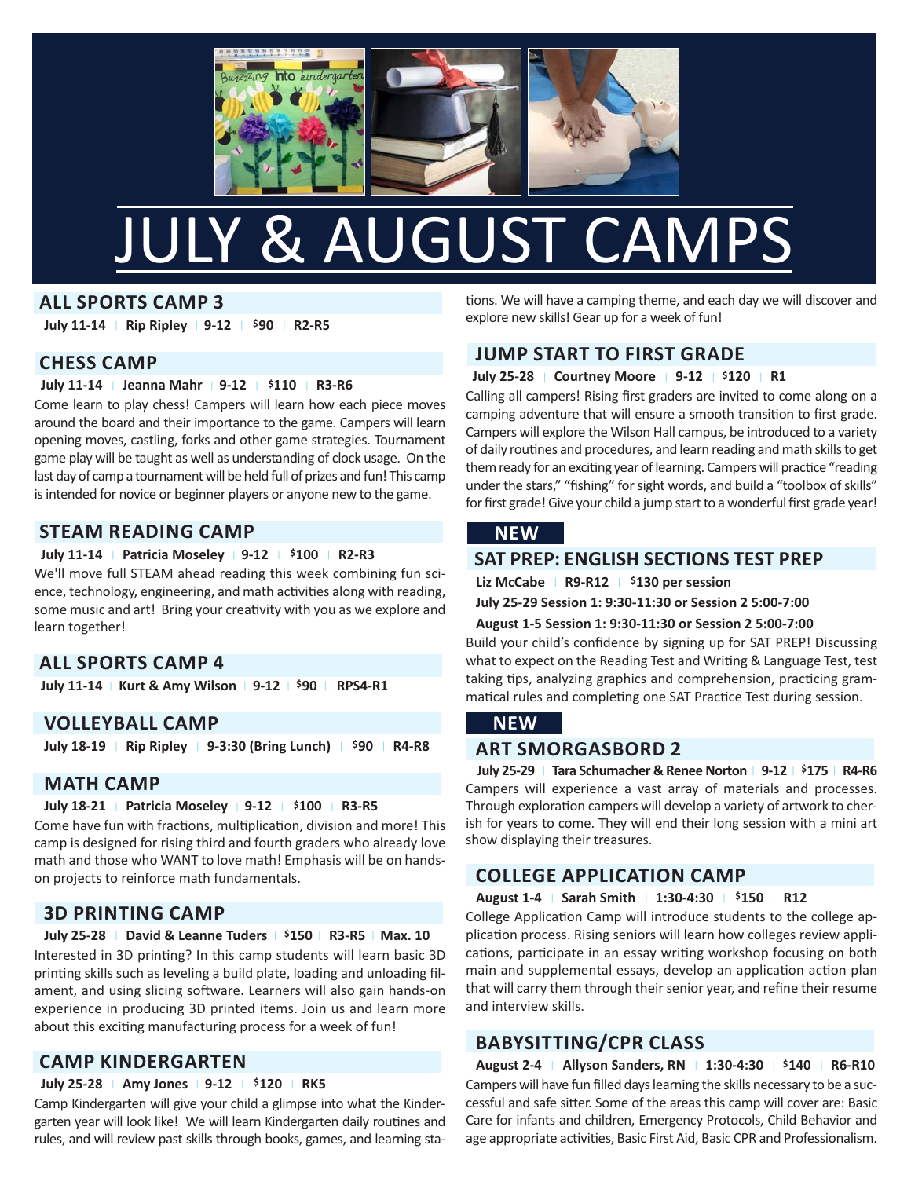# JULY & AUGUST CAMPS

## ALL SPORTS CAMP 3

**July 11-14 | Rip Ripley | 9-12 | $90 | R2-R5**

## CHESS CAMP

**July 11-14 | Jeanna Mahr | 9-12 | $110 | R3-R6**

Come learn to play chess! Campers will learn how each piece moves around the board and their importance to the game. Campers will learn opening moves, castling, forks and other game strategies. Tournament game play will be taught as well as understanding of clock usage. On the last day of camp a tournament will be held full of prizes and fun! This camp is intended for novice or beginner players or anyone new to the game.

## STEAM READING CAMP

**July 11-14 | Patricia Moseley | 9-12 | $100 | R2-R3**

We'll move full STEAM ahead reading this week combining fun science, technology, engineering, and math activities along with reading, some music and art! Bring your creativity with you as we explore and learn together!

## ALL SPORTS CAMP 4

**July 11-14 | Kurt & Amy Wilson | 9-12 | $90 | RPS4-R1**

## VOLLEYBALL CAMP

**July 18-19 | Rip Ripley | 9-3:30 (Bring Lunch) | $90 | R4-R8**

## MATH CAMP

**July 18-21 | Patricia Moseley | 9-12 | $100 | R3-R5**

Come have fun with fractions, multiplication, division and more! This camp is designed for rising third and fourth graders who already love math and those who WANT to love math! Emphasis will be on hands-on projects to reinforce math fundamentals.

## 3D PRINTING CAMP

**July 25-28 | David & Leanne Tuders | $150 | R3-R5 | Max. 10**

Interested in 3D printing? In this camp students will learn basic 3D printing skills such as leveling a build plate, loading and unloading filament, and using slicing software. Learners will also gain hands-on experience in producing 3D printed items. Join us and learn more about this exciting manufacturing process for a week of fun!

## CAMP KINDERGARTEN

**July 25-28 | Amy Jones | 9-12 | $120 | RK5**

Camp Kindergarten will give your child a glimpse into what the Kindergarten year will look like! We will learn Kindergarten daily routines and rules, and will review past skills through books, games, and learning stations. We will have a camping theme, and each day we will discover and explore new skills! Gear up for a week of fun!

## JUMP START TO FIRST GRADE

**July 25-28 | Courtney Moore | 9-12 | $120 | R1**

Calling all campers! Rising first graders are invited to come along on a camping adventure that will ensure a smooth transition to first grade. Campers will explore the Wilson Hall campus, be introduced to a variety of daily routines and procedures, and learn reading and math skills to get them ready for an exciting year of learning. Campers will practice "reading under the stars," "fishing" for sight words, and build a "toolbox of skills" for first grade! Give your child a jump start to a wonderful first grade year!

**NEW**

## SAT PREP: ENGLISH SECTIONS TEST PREP

**Liz McCabe | R9-R12 | $130 per session**

**July 25-29 Session 1: 9:30-11:30 or Session 2 5:00-7:00**

**August 1-5 Session 1: 9:30-11:30 or Session 2 5:00-7:00**

Build your child's confidence by signing up for SAT PREP! Discussing what to expect on the Reading Test and Writing & Language Test, test taking tips, analyzing graphics and comprehension, practicing grammatical rules and completing one SAT Practice Test during session.

**NEW**

## ART SMORGASBORD 2

**July 25-29 | Tara Schumacher & Renee Norton | 9-12 | $175 | R4-R6**

Campers will experience a vast array of materials and processes. Through exploration campers will develop a variety of artwork to cherish for years to come. They will end their long session with a mini art show displaying their treasures.

## COLLEGE APPLICATION CAMP

**August 1-4 | Sarah Smith | 1:30-4:30 | $150 | R12**

College Application Camp will introduce students to the college application process. Rising seniors will learn how colleges review applications, participate in an essay writing workshop focusing on both main and supplemental essays, develop an application action plan that will carry them through their senior year, and refine their resume and interview skills.

## BABYSITTING/CPR CLASS

**August 2-4 | Allyson Sanders, RN | 1:30-4:30 | $140 | R6-R10**

Campers will have fun filled days learning the skills necessary to be a successful and safe sitter. Some of the areas this camp will cover are: Basic Care for infants and children, Emergency Protocols, Child Behavior and age appropriate activities, Basic First Aid, Basic CPR and Professionalism.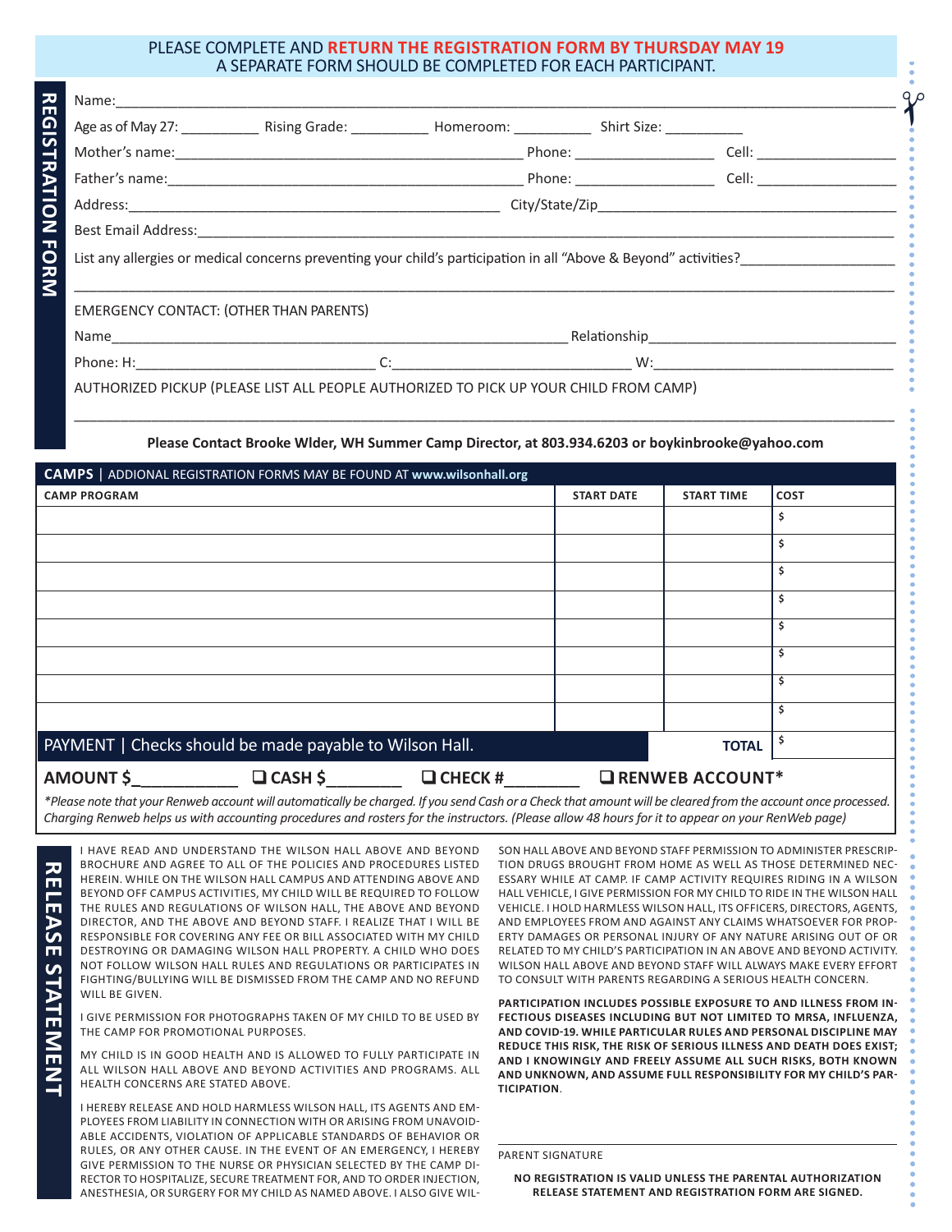PLEASE COMPLETE AND **RETURN THE REGISTRATION FORM BY THURSDAY MAY 19**
A SEPARATE FORM SHOULD BE COMPLETED FOR EACH PARTICIPANT.

## REGISTRATION FORM

Name:_______________________________________________

Age as of May 27: __________ Rising Grade: __________ Homeroom: __________ Shirt Size: __________

Mother's name:_______________________________ Phone: _________________ Cell: _________________

Father's name:_______________________________ Phone: _________________ Cell: _________________

Address:_______________________________ City/State/Zip_______________________________

Best Email Address:_______________________________________________

List any allergies or medical concerns preventing your child's participation in all "Above & Beyond" activities?___________________

_______________________________________________

EMERGENCY CONTACT: (OTHER THAN PARENTS)

Name_______________________________ Relationship_______________________________

Phone: H:___________________ C:___________________ W:___________________

AUTHORIZED PICKUP (PLEASE LIST ALL PEOPLE AUTHORIZED TO PICK UP YOUR CHILD FROM CAMP)

_______________________________________________

**Please Contact Brooke Wlder, WH Summer Camp Director, at 803.934.6203 or boykinbrooke@yahoo.com**

## CAMPS | ADDIONAL REGISTRATION FORMS MAY BE FOUND AT www.wilsonhall.org

| CAMP PROGRAM | START DATE | START TIME | COST |
|---|---|---|---|
| | | | $ |
| | | | $ |
| | | | $ |
| | | | $ |
| | | | $ |
| | | | $ |
| | | | $ |
| | | | $ |
| PAYMENT \| Checks should be made payable to Wilson Hall. | | TOTAL | $ |

**AMOUNT $___________ ❑ CASH $________ ❑ CHECK #________ ❑ RENWEB ACCOUNT***

*\*Please note that your Renweb account will automatically be charged. If you send Cash or a Check that amount will be cleared from the account once processed. Charging Renweb helps us with accounting procedures and rosters for the instructors. (Please allow 48 hours for it to appear on your RenWeb page)*

## RELEASE STATEMENT

I HAVE READ AND UNDERSTAND THE WILSON HALL ABOVE AND BEYOND BROCHURE AND AGREE TO ALL OF THE POLICIES AND PROCEDURES LISTED HEREIN. WHILE ON THE WILSON HALL CAMPUS AND ATTENDING ABOVE AND BEYOND OFF CAMPUS ACTIVITIES, MY CHILD WILL BE REQUIRED TO FOLLOW THE RULES AND REGULATIONS OF WILSON HALL, THE ABOVE AND BEYOND DIRECTOR, AND THE ABOVE AND BEYOND STAFF. I REALIZE THAT I WILL BE RESPONSIBLE FOR COVERING ANY FEE OR BILL ASSOCIATED WITH MY CHILD DESTROYING OR DAMAGING WILSON HALL PROPERTY. A CHILD WHO DOES NOT FOLLOW WILSON HALL RULES AND REGULATIONS OR PARTICIPATES IN FIGHTING/BULLYING WILL BE DISMISSED FROM THE CAMP AND NO REFUND WILL BE GIVEN.

I GIVE PERMISSION FOR PHOTOGRAPHS TAKEN OF MY CHILD TO BE USED BY THE CAMP FOR PROMOTIONAL PURPOSES.

MY CHILD IS IN GOOD HEALTH AND IS ALLOWED TO FULLY PARTICIPATE IN ALL WILSON HALL ABOVE AND BEYOND ACTIVITIES AND PROGRAMS. ALL HEALTH CONCERNS ARE STATED ABOVE.

I HEREBY RELEASE AND HOLD HARMLESS WILSON HALL, ITS AGENTS AND EMPLOYEES FROM LIABILITY IN CONNECTION WITH OR ARISING FROM UNAVOIDABLE ACCIDENTS, VIOLATION OF APPLICABLE STANDARDS OF BEHAVIOR OR RULES, OR ANY OTHER CAUSE. IN THE EVENT OF AN EMERGENCY, I HEREBY GIVE PERMISSION TO THE NURSE OR PHYSICIAN SELECTED BY THE CAMP DIRECTOR TO HOSPITALIZE, SECURE TREATMENT FOR, AND TO ORDER INJECTION, ANESTHESIA, OR SURGERY FOR MY CHILD AS NAMED ABOVE. I ALSO GIVE WILSON HALL ABOVE AND BEYOND STAFF PERMISSION TO ADMINISTER PRESCRIPTION DRUGS BROUGHT FROM HOME AS WELL AS THOSE DETERMINED NECESSARY WHILE AT CAMP. IF CAMP ACTIVITY REQUIRES RIDING IN A WILSON HALL VEHICLE, I GIVE PERMISSION FOR MY CHILD TO RIDE IN THE WILSON HALL VEHICLE. I HOLD HARMLESS WILSON HALL, ITS OFFICERS, DIRECTORS, AGENTS, AND EMPLOYEES FROM AND AGAINST ANY CLAIMS WHATSOEVER FOR PROPERTY DAMAGES OR PERSONAL INJURY OF ANY NATURE ARISING OUT OF OR RELATED TO MY CHILD'S PARTICIPATION IN AN ABOVE AND BEYOND ACTIVITY. WILSON HALL ABOVE AND BEYOND STAFF WILL ALWAYS MAKE EVERY EFFORT TO CONSULT WITH PARENTS REGARDING A SERIOUS HEALTH CONCERN.

**PARTICIPATION INCLUDES POSSIBLE EXPOSURE TO AND ILLNESS FROM INFECTIOUS DISEASES INCLUDING BUT NOT LIMITED TO MRSA, INFLUENZA, AND COVID-19. WHILE PARTICULAR RULES AND PERSONAL DISCIPLINE MAY REDUCE THIS RISK, THE RISK OF SERIOUS ILLNESS AND DEATH DOES EXIST; AND I KNOWINGLY AND FREELY ASSUME ALL SUCH RISKS, BOTH KNOWN AND UNKNOWN, AND ASSUME FULL RESPONSIBILITY FOR MY CHILD'S PARTICIPATION**.

_______________________________
PARENT SIGNATURE

**NO REGISTRATION IS VALID UNLESS THE PARENTAL AUTHORIZATION RELEASE STATEMENT AND REGISTRATION FORM ARE SIGNED.**